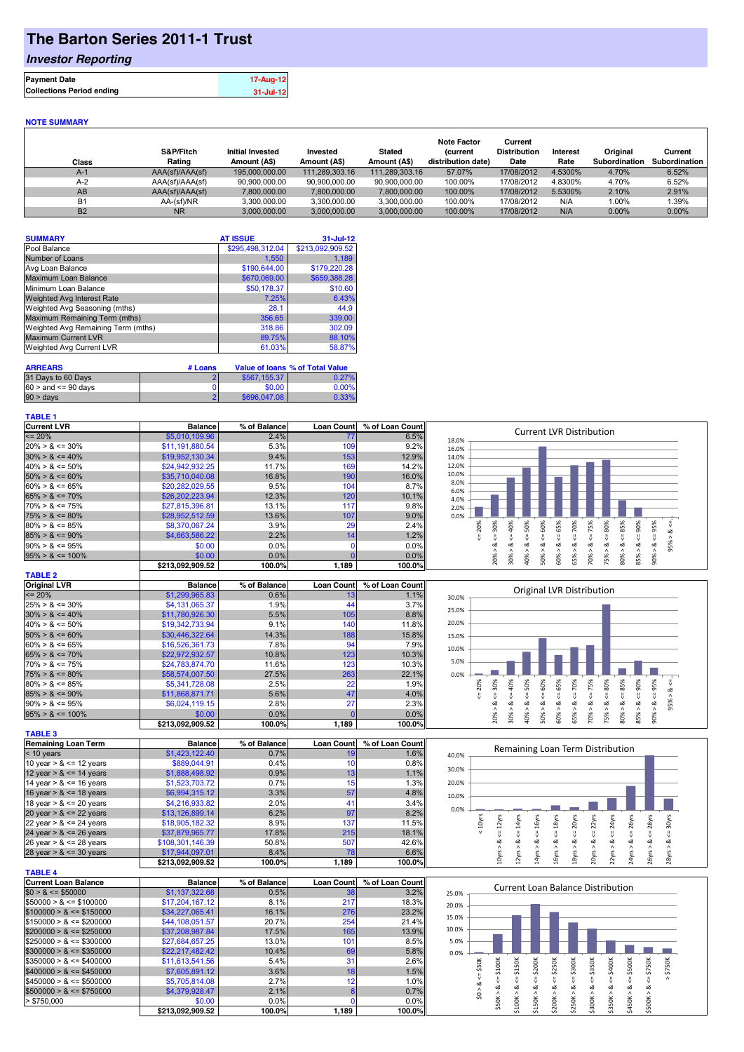# The Barton Series 2011-1 Trust

## *Investor Reporting*

| | |
|---|---|
| **Payment Date** | 17-Aug-12 |
| **Collections Period ending** | 31-Jul-12 |

### NOTE SUMMARY

| Class | S&P/Fitch Rating | Initial Invested Amount (A$) | Invested Amount (A$) | Stated Amount (A$) | Note Factor (current distribution date) | Current Distribution Date | Interest Rate | Original Subordination | Current Subordination |
|---|---|---|---|---|---|---|---|---|---|
| A-1 | AAA(sf)/AAA(sf) | 195,000,000.00 | 111,289,303.16 | 111,289,303.16 | 57.07% | 17/08/2012 | 4.5300% | 4.70% | 6.52% |
| A-2 | AAA(sf)/AAA(sf) | 90,900,000.00 | 90,900,000.00 | 90,900,000.00 | 100.00% | 17/08/2012 | 4.8300% | 4.70% | 6.52% |
| AB | AAA(sf)/AAA(sf) | 7,800,000.00 | 7,800,000.00 | 7,800,000.00 | 100.00% | 17/08/2012 | 5.5300% | 2.10% | 2.91% |
| B1 | AA-(sf)/NR | 3,300,000.00 | 3,300,000.00 | 3,300,000.00 | 100.00% | 17/08/2012 | N/A | 1.00% | 1.39% |
| B2 | NR | 3,000,000.00 | 3,000,000.00 | 3,000,000.00 | 100.00% | 17/08/2012 | N/A | 0.00% | 0.00% |

| SUMMARY | AT ISSUE | 31-Jul-12 |
|---|---|---|
| Pool Balance | $295,498,312.04 | $213,092,909.52 |
| Number of Loans | 1,550 | 1,189 |
| Avg Loan Balance | $190,644.00 | $179,220.28 |
| Maximum Loan Balance | $670,069.00 | $659,388.28 |
| Minimum Loan Balance | $50,178.37 | $10.60 |
| Weighted Avg Interest Rate | 7.25% | 6.43% |
| Weighted Avg Seasoning (mths) | 28.1 | 44.9 |
| Maximum Remaining Term (mths) | 356.65 | 339.00 |
| Weighted Avg Remaining Term (mths) | 318.86 | 302.09 |
| Maximum Current LVR | 89.75% | 88.10% |
| Weighted Avg Current LVR | 61.03% | 58.87% |

| ARREARS | # Loans | Value of loans | % of Total Value |
|---|---|---|---|
| 31 Days to 60 Days | 2 | $567,155.37 | 0.27% |
| 60 > and <= 90 days | 0 | $0.00 | 0.00% |
| 90 > days | 2 | $696,047.08 | 0.33% |

### TABLE 1

| Current LVR | Balance | % of Balance | Loan Count | % of Loan Count |
|---|---|---|---|---|
| <= 20% | $5,010,109.96 | 2.4% | 77 | 6.5% |
| 20% > & <= 30% | $11,191,880.54 | 5.3% | 109 | 9.2% |
| 30% > & <= 40% | $19,952,130.34 | 9.4% | 153 | 12.9% |
| 40% > & <= 50% | $24,942,932.25 | 11.7% | 169 | 14.2% |
| 50% > & <= 60% | $35,710,040.08 | 16.8% | 190 | 16.0% |
| 60% > & <= 65% | $20,282,029.55 | 9.5% | 104 | 8.7% |
| 65% > & <= 70% | $26,202,223.94 | 12.3% | 120 | 10.1% |
| 70% > & <= 75% | $27,815,396.81 | 13.1% | 117 | 9.8% |
| 75% > & <= 80% | $28,952,512.59 | 13.6% | 107 | 9.0% |
| 80% > & <= 85% | $8,370,067.24 | 3.9% | 29 | 2.4% |
| 85% > & <= 90% | $4,663,586.22 | 2.2% | 14 | 1.2% |
| 90% > & <= 95% | $0.00 | 0.0% | 0 | 0.0% |
| 95% > & <= 100% | $0.00 | 0.0% | 0 | 0.0% |
| | $213,092,909.52 | 100.0% | 1,189 | 100.0% |

### TABLE 2

| Original LVR | Balance | % of Balance | Loan Count | % of Loan Count |
|---|---|---|---|---|
| <= 20% | $1,299,965.83 | 0.6% | 13 | 1.1% |
| 25% > & <= 30% | $4,131,065.37 | 1.9% | 44 | 3.7% |
| 30% > & <= 40% | $11,780,926.30 | 5.5% | 105 | 8.8% |
| 40% > & <= 50% | $19,342,733.94 | 9.1% | 140 | 11.8% |
| 50% > & <= 60% | $30,446,322.64 | 14.3% | 188 | 15.8% |
| 60% > & <= 65% | $16,526,361.73 | 7.8% | 94 | 7.9% |
| 65% > & <= 70% | $22,972,932.57 | 10.8% | 123 | 10.3% |
| 70% > & <= 75% | $24,783,874.70 | 11.6% | 123 | 10.3% |
| 75% > & <= 80% | $58,574,007.50 | 27.5% | 263 | 22.1% |
| 80% > & <= 85% | $5,341,728.08 | 2.5% | 22 | 1.9% |
| 85% > & <= 90% | $11,868,871.71 | 5.6% | 47 | 4.0% |
| 90% > & <= 95% | $6,024,119.15 | 2.8% | 27 | 2.3% |
| 95% > & <= 100% | $0.00 | 0.0% | 0 | 0.0% |
| | $213,092,909.52 | 100.0% | 1,189 | 100.0% |

### TABLE 3

| Remaining Loan Term | Balance | % of Balance | Loan Count | % of Loan Count |
|---|---|---|---|---|
| < 10 years | $1,423,122.40 | 0.7% | 19 | 1.6% |
| 10 year > & <= 12 years | $889,044.91 | 0.4% | 10 | 0.8% |
| 12 year > & <= 14 years | $1,888,498.92 | 0.9% | 13 | 1.1% |
| 14 year > & <= 16 years | $1,523,703.72 | 0.7% | 15 | 1.3% |
| 16 year > & <= 18 years | $6,994,315.12 | 3.3% | 57 | 4.8% |
| 18 year > & <= 20 years | $4,216,933.82 | 2.0% | 41 | 3.4% |
| 20 year > & <= 22 years | $13,126,899.14 | 6.2% | 97 | 8.2% |
| 22 year > & <= 24 years | $18,905,182.32 | 8.9% | 137 | 11.5% |
| 24 year > & <= 26 years | $37,879,965.77 | 17.8% | 215 | 18.1% |
| 26 year > & <= 28 years | $108,301,146.39 | 50.8% | 507 | 42.6% |
| 28 year > & <= 30 years | $17,944,097.01 | 8.4% | 78 | 6.6% |
| | $213,092,909.52 | 100.0% | 1,189 | 100.0% |

### TABLE 4

| Current Loan Balance | Balance | % of Balance | Loan Count | % of Loan Count |
|---|---|---|---|---|
| $0 > & <= $50000 | $1,137,322.68 | 0.5% | 38 | 3.2% |
| $50000 > & <= $100000 | $17,204,167.12 | 8.1% | 217 | 18.3% |
| $100000 > & <= $150000 | $34,227,065.41 | 16.1% | 276 | 23.2% |
| $150000 > & <= $200000 | $44,108,051.57 | 20.7% | 254 | 21.4% |
| $200000 > & <= $250000 | $37,208,987.84 | 17.5% | 165 | 13.9% |
| $250000 > & <= $300000 | $27,684,657.25 | 13.0% | 101 | 8.5% |
| $300000 > & <= $350000 | $22,217,482.42 | 10.4% | 69 | 5.8% |
| $350000 > & <= $400000 | $11,613,541.56 | 5.4% | 31 | 2.6% |
| $400000 > & <= $450000 | $7,605,891.12 | 3.6% | 18 | 1.5% |
| $450000 > & <= $500000 | $5,705,814.08 | 2.7% | 12 | 1.0% |
| $500000 > & <= $750000 | $4,379,928.47 | 2.1% | 8 | 0.7% |
| > $750,000 | $0.00 | 0.0% | 0 | 0.0% |
| | $213,092,909.52 | 100.0% | 1,189 | 100.0% |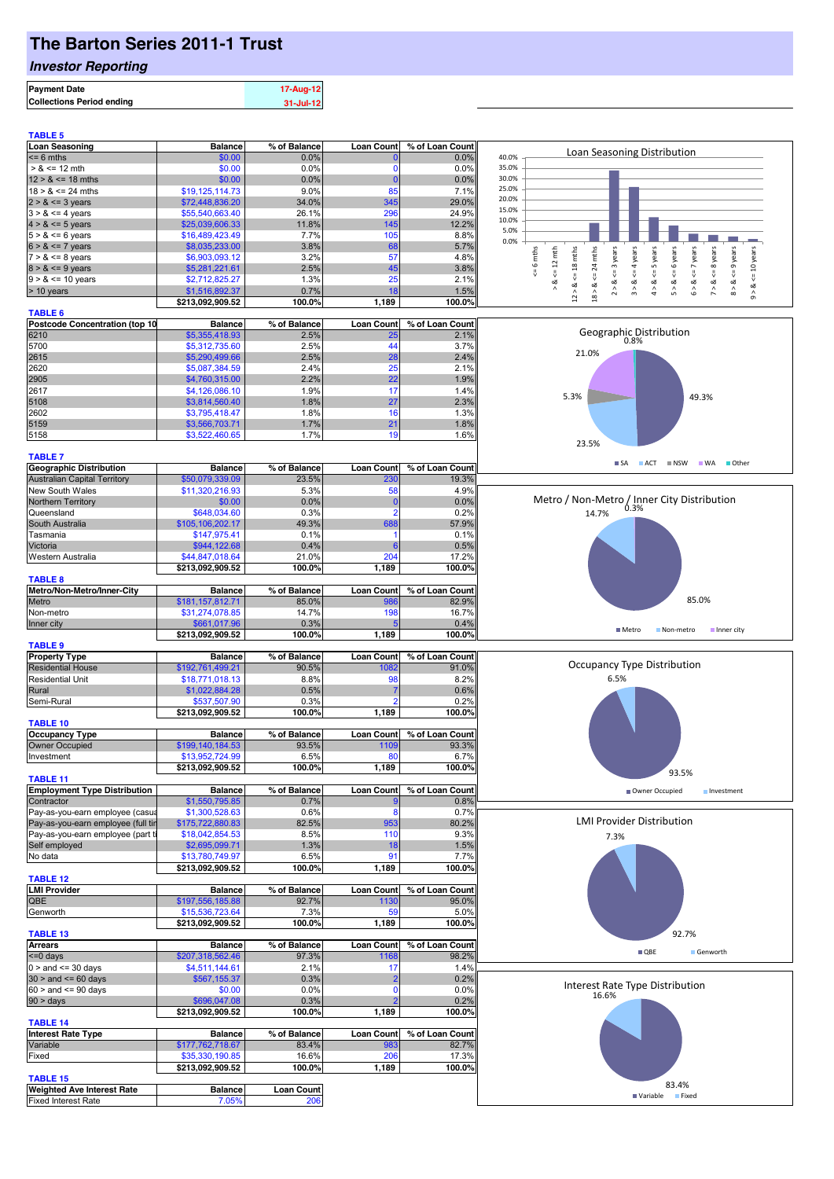# The Barton Series 2011-1 Trust

## *Investor Reporting*

| | |
|---|---|
| **Payment Date** | 17-Aug-12 |
| **Collections Period ending** | 31-Jul-12 |

**TABLE 5**

| Loan Seasoning | Balance | % of Balance | Loan Count | % of Loan Count |
|---|---|---|---|---|
| <= 6 mths | $0.00 | 0.0% | 0 | 0.0% |
| > & <= 12 mth | $0.00 | 0.0% | 0 | 0.0% |
| 12 > & <= 18 mths | $0.00 | 0.0% | 0 | 0.0% |
| 18 > & <= 24 mths | $19,125,114.73 | 9.0% | 85 | 7.1% |
| 2 > & <= 3 years | $72,448,836.20 | 34.0% | 345 | 29.0% |
| 3 > & <= 4 years | $55,540,663.40 | 26.1% | 296 | 24.9% |
| 4 > & <= 5 years | $25,039,606.33 | 11.8% | 145 | 12.2% |
| 5 > & <= 6 years | $16,489,423.49 | 7.7% | 105 | 8.8% |
| 6 > & <= 7 years | $8,035,233.00 | 3.8% | 68 | 5.7% |
| 7 > & <= 8 years | $6,903,093.12 | 3.2% | 57 | 4.8% |
| 8 > & <= 9 years | $5,281,221.61 | 2.5% | 45 | 3.8% |
| 9 > & <= 10 years | $2,712,825.27 | 1.3% | 25 | 2.1% |
| > 10 years | $1,516,892.37 | 0.7% | 18 | 1.5% |
| | $213,092,909.52 | 100.0% | 1,189 | 100.0% |

Loan Seasoning Distribution

40.0%
35.0%
30.0%
25.0%
20.0%
15.0%
10.0%
5.0%
0.0%

<= 6 mths
> & <= 12 mth
12 > & <= 18 mths
18 > & <= 24 mths
2 > & <= 3 years
3 > & <= 4 years
4 > & <= 5 years
5 > & <= 6 years
6 > & <= 7 years
7 > & <= 8 years
8 > & <= 9 years
9 > & <= 10 years

**TABLE 6**

| Postcode Concentration (top 10 | Balance | % of Balance | Loan Count | % of Loan Count |
|---|---|---|---|---|
| 6210 | $5,355,418.93 | 2.5% | 25 | 2.1% |
| 5700 | $5,312,735.60 | 2.5% | 44 | 3.7% |
| 2615 | $5,290,499.66 | 2.5% | 28 | 2.4% |
| 2620 | $5,087,384.59 | 2.4% | 25 | 2.1% |
| 2905 | $4,760,315.00 | 2.2% | 22 | 1.9% |
| 2617 | $4,126,086.10 | 1.9% | 17 | 1.4% |
| 5108 | $3,814,560.40 | 1.8% | 27 | 2.3% |
| 2602 | $3,795,418.47 | 1.8% | 16 | 1.3% |
| 5159 | $3,566,703.71 | 1.7% | 21 | 1.8% |
| 5158 | $3,522,460.65 | 1.7% | 19 | 1.6% |

Geographic Distribution

0.8%
21.0%
5.3%
49.3%
23.5%

SA ACT NSW WA Other

**TABLE 7**

| Geographic Distribution | Balance | % of Balance | Loan Count | % of Loan Count |
|---|---|---|---|---|
| Australian Capital Territory | $50,079,339.09 | 23.5% | 230 | 19.3% |
| New South Wales | $11,320,216.93 | 5.3% | 58 | 4.9% |
| Northern Territory | $0.00 | 0.0% | 0 | 0.0% |
| Queensland | $648,034.60 | 0.3% | 2 | 0.2% |
| South Australia | $105,106,202.17 | 49.3% | 688 | 57.9% |
| Tasmania | $147,975.41 | 0.1% | 1 | 0.1% |
| Victoria | $944,122.68 | 0.4% | 6 | 0.5% |
| Western Australia | $44,847,018.64 | 21.0% | 204 | 17.2% |
| | $213,092,909.52 | 100.0% | 1,189 | 100.0% |

Metro / Non-Metro / Inner City Distribution

0.3%
14.7%
85.0%

Metro Non-metro Inner city

**TABLE 8**

| Metro/Non-Metro/Inner-City | Balance | % of Balance | Loan Count | % of Loan Count |
|---|---|---|---|---|
| Metro | $181,157,812.71 | 85.0% | 986 | 82.9% |
| Non-metro | $31,274,078.85 | 14.7% | 198 | 16.7% |
| Inner city | $661,017.96 | 0.3% | 5 | 0.4% |
| | $213,092,909.52 | 100.0% | 1,189 | 100.0% |

**TABLE 9**

| Property Type | Balance | % of Balance | Loan Count | % of Loan Count |
|---|---|---|---|---|
| Residential House | $192,761,499.21 | 90.5% | 1082 | 91.0% |
| Residential Unit | $18,771,018.13 | 8.8% | 98 | 8.2% |
| Rural | $1,022,884.28 | 0.5% | 7 | 0.6% |
| Semi-Rural | $537,507.90 | 0.3% | 2 | 0.2% |
| | $213,092,909.52 | 100.0% | 1,189 | 100.0% |

Occupancy Type Distribution

6.5%
93.5%

Owner Occupied Investment

**TABLE 10**

| Occupancy Type | Balance | % of Balance | Loan Count | % of Loan Count |
|---|---|---|---|---|
| Owner Occupied | $199,140,184.53 | 93.5% | 1109 | 93.3% |
| Investment | $13,952,724.99 | 6.5% | 80 | 6.7% |
| | $213,092,909.52 | 100.0% | 1,189 | 100.0% |

**TABLE 11**

| Employment Type Distribution | Balance | % of Balance | Loan Count | % of Loan Count |
|---|---|---|---|---|
| Contractor | $1,550,795.85 | 0.7% | 9 | 0.8% |
| Pay-as-you-earn employee (casua | $1,300,528.63 | 0.6% | 8 | 0.7% |
| Pay-as-you-earn employee (full tir | $175,722,880.83 | 82.5% | 953 | 80.2% |
| Pay-as-you-earn employee (part ti | $18,042,854.53 | 8.5% | 110 | 9.3% |
| Self employed | $2,695,099.71 | 1.3% | 18 | 1.5% |
| No data | $13,780,749.97 | 6.5% | 91 | 7.7% |
| | $213,092,909.52 | 100.0% | 1,189 | 100.0% |

LMI Provider Distribution

7.3%
92.7%

QBE Genworth

**TABLE 12**

| LMI Provider | Balance | % of Balance | Loan Count | % of Loan Count |
|---|---|---|---|---|
| QBE | $197,556,185.88 | 92.7% | 1130 | 95.0% |
| Genworth | $15,536,723.64 | 7.3% | 59 | 5.0% |
| | $213,092,909.52 | 100.0% | 1,189 | 100.0% |

**TABLE 13**

| Arrears | Balance | % of Balance | Loan Count | % of Loan Count |
|---|---|---|---|---|
| <=0 days | $207,318,562.46 | 97.3% | 1168 | 98.2% |
| 0 > and <= 30 days | $4,511,144.61 | 2.1% | 17 | 1.4% |
| 30 > and <= 60 days | $567,155.37 | 0.3% | 2 | 0.2% |
| 60 > and <= 90 days | $0.00 | 0.0% | 0 | 0.0% |
| 90 > days | $696,047.08 | 0.3% | 2 | 0.2% |
| | $213,092,909.52 | 100.0% | 1,189 | 100.0% |

Interest Rate Type Distribution

16.6%
83.4%

Variable Fixed

**TABLE 14**

| Interest Rate Type | Balance | % of Balance | Loan Count | % of Loan Count |
|---|---|---|---|---|
| Variable | $177,762,718.67 | 83.4% | 983 | 82.7% |
| Fixed | $35,330,190.85 | 16.6% | 206 | 17.3% |
| | $213,092,909.52 | 100.0% | 1,189 | 100.0% |

**TABLE 15**

| Weighted Ave Interest Rate | Balance | Loan Count |
|---|---|---|
| Fixed Interest Rate | 7.05% | 206 |